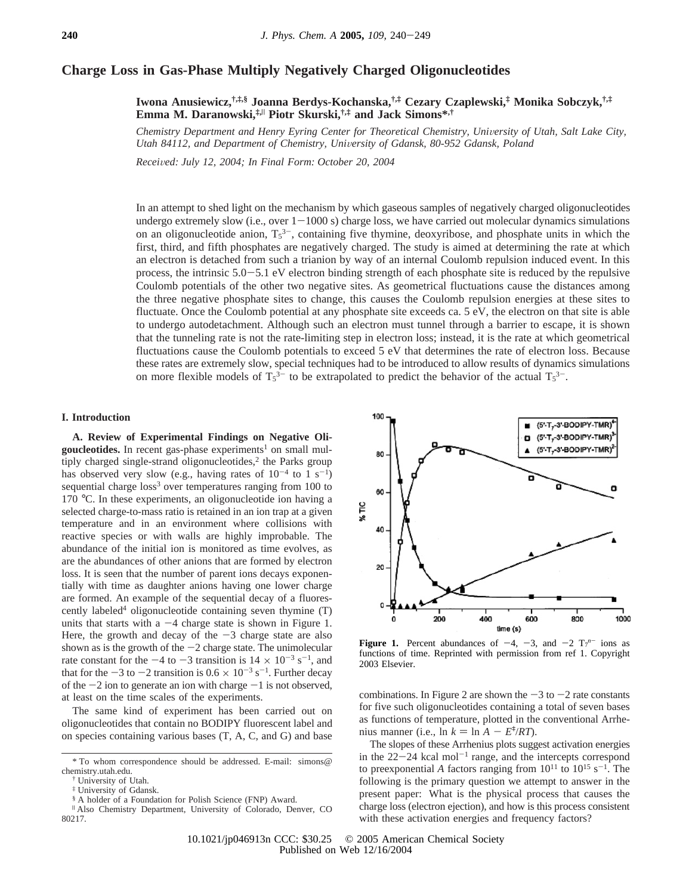# Charge Loss in Gas-Phase Multiply Negatively Charged Oligonucleotides

**Iwona Anusiewicz,[†,‡,§] Joanna Berdys-Kochanska,[†,‡] Cezary Czaplewski,[‡] Monika Sobczyk,[†,‡] Emma M. Daranowski,[‡,∥] Piotr Skurski,[†,‡] and Jack Simons*[,†]**

*Chemistry Department and Henry Eyring Center for Theoretical Chemistry, University of Utah, Salt Lake City, Utah 84112, and Department of Chemistry, University of Gdansk, 80-952 Gdansk, Poland*

*Received: July 12, 2004; In Final Form: October 20, 2004*

In an attempt to shed light on the mechanism by which gaseous samples of negatively charged oligonucleotides undergo extremely slow (i.e., over 1−1000 s) charge loss, we have carried out molecular dynamics simulations on an oligonucleotide anion, $T_5^{3-}$, containing five thymine, deoxyribose, and phosphate units in which the first, third, and fifth phosphates are negatively charged. The study is aimed at determining the rate at which an electron is detached from such a trianion by way of an internal Coulomb repulsion induced event. In this process, the intrinsic 5.0−5.1 eV electron binding strength of each phosphate site is reduced by the repulsive Coulomb potentials of the other two negative sites. As geometrical fluctuations cause the distances among the three negative phosphate sites to change, this causes the Coulomb repulsion energies at these sites to fluctuate. Once the Coulomb potential at any phosphate site exceeds ca. 5 eV, the electron on that site is able to undergo autodetachment. Although such an electron must tunnel through a barrier to escape, it is shown that the tunneling rate is not the rate-limiting step in electron loss; instead, it is the rate at which geometrical fluctuations cause the Coulomb potentials to exceed 5 eV that determines the rate of electron loss. Because these rates are extremely slow, special techniques had to be introduced to allow results of dynamics simulations on more flexible models of $T_5^{3-}$ to be extrapolated to predict the behavior of the actual $T_5^{3-}$.

## I. Introduction

**A. Review of Experimental Findings on Negative Oligoucleotides.** In recent gas-phase experiments[1] on small multiply charged single-strand oligonucleotides,[2] the Parks group has observed very slow (e.g., having rates of $10^{-4}$ to 1 $s^{-1}$) sequential charge loss[3] over temperatures ranging from 100 to 170 °C. In these experiments, an oligonucleotide ion having a selected charge-to-mass ratio is retained in an ion trap at a given temperature and in an environment where collisions with reactive species or with walls are highly improbable. The abundance of the initial ion is monitored as time evolves, as are the abundances of other anions that are formed by electron loss. It is seen that the number of parent ions decays exponentially with time as daughter anions having one lower charge are formed. An example of the sequential decay of a fluorescently labeled[4] oligonucleotide containing seven thymine (T) units that starts with a −4 charge state is shown in Figure 1. Here, the growth and decay of the −3 charge state are also shown as is the growth of the −2 charge state. The unimolecular rate constant for the −4 to −3 transition is $14 \times 10^{-3}$ $s^{-1}$, and that for the −3 to −2 transition is $0.6 \times 10^{-3}$ $s^{-1}$. Further decay of the −2 ion to generate an ion with charge −1 is not observed, at least on the time scales of the experiments.

The same kind of experiment has been carried out on oligonucleotides that contain no BODIPY fluorescent label and on species containing various bases (T, A, C, and G) and base combinations. In Figure 2 are shown the −3 to −2 rate constants for five such oligonucleotides containing a total of seven bases as functions of temperature, plotted in the conventional Arrhenius manner (i.e., $\ln k = \ln A - E^{\ddagger}/RT$).

**Figure 1.** Percent abundances of −4, −3, and −2 $T_7^{n-}$ ions as functions of time. Reprinted with permission from ref 1. Copyright 2003 Elsevier.

The slopes of these Arrhenius plots suggest activation energies in the 22−24 kcal $mol^{-1}$ range, and the intercepts correspond to preexponential *A* factors ranging from $10^{11}$ to $10^{15}$ $s^{-1}$. The following is the primary question we attempt to answer in the present paper: What is the physical process that causes the charge loss (electron ejection), and how is this process consistent with these activation energies and frequency factors?

* To whom correspondence should be addressed. E-mail: simons@chemistry.utah.edu.
† University of Utah.
‡ University of Gdansk.
§ A holder of a Foundation for Polish Science (FNP) Award.
∥ Also Chemistry Department, University of Colorado, Denver, CO 80217.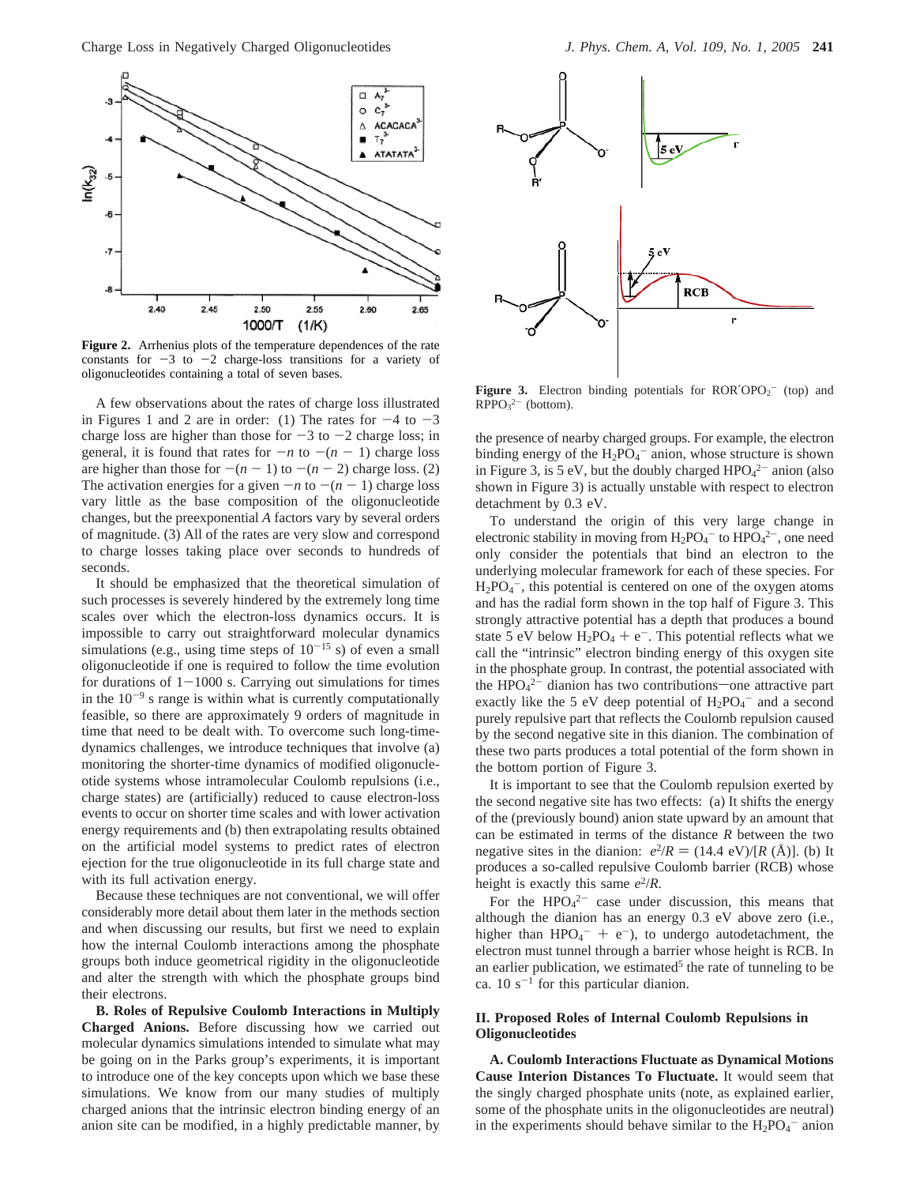**Figure 2.** Arrhenius plots of the temperature dependences of the rate constants for −3 to −2 charge-loss transitions for a variety of oligonucleotides containing a total of seven bases.

A few observations about the rates of charge loss illustrated in Figures 1 and 2 are in order: (1) The rates for −4 to −3 charge loss are higher than those for −3 to −2 charge loss; in general, it is found that rates for $-n$ to $-(n-1)$ charge loss are higher than those for $-(n-1)$ to $-(n-2)$ charge loss. (2) The activation energies for a given $-n$ to $-(n-1)$ charge loss vary little as the base composition of the oligonucleotide changes, but the preexponential $A$ factors vary by several orders of magnitude. (3) All of the rates are very slow and correspond to charge losses taking place over seconds to hundreds of seconds.

It should be emphasized that the theoretical simulation of such processes is severely hindered by the extremely long time scales over which the electron-loss dynamics occurs. It is impossible to carry out straightforward molecular dynamics simulations (e.g., using time steps of $10^{-15}$ s) of even a small oligonucleotide if one is required to follow the time evolution for durations of 1−1000 s. Carrying out simulations for times in the $10^{-9}$ s range is within what is currently computationally feasible, so there are approximately 9 orders of magnitude in time that need to be dealt with. To overcome such long-time-dynamics challenges, we introduce techniques that involve (a) monitoring the shorter-time dynamics of modified oligonucleotide systems whose intramolecular Coulomb repulsions (i.e., charge states) are (artificially) reduced to cause electron-loss events to occur on shorter time scales and with lower activation energy requirements and (b) then extrapolating results obtained on the artificial model systems to predict rates of electron ejection for the true oligonucleotide in its full charge state and with its full activation energy.

Because these techniques are not conventional, we will offer considerably more detail about them later in the methods section and when discussing our results, but first we need to explain how the internal Coulomb interactions among the phosphate groups both induce geometrical rigidity in the oligonucleotide and alter the strength with which the phosphate groups bind their electrons.

**B. Roles of Repulsive Coulomb Interactions in Multiply Charged Anions.** Before discussing how we carried out molecular dynamics simulations intended to simulate what may be going on in the Parks group's experiments, it is important to introduce one of the key concepts upon which we base these simulations. We know from our many studies of multiply charged anions that the intrinsic electron binding energy of an anion site can be modified, in a highly predictable manner, by the presence of nearby charged groups. For example, the electron binding energy of the $H_2PO_4^-$ anion, whose structure is shown in Figure 3, is 5 eV, but the doubly charged $HPO_4^{2-}$ anion (also shown in Figure 3) is actually unstable with respect to electron detachment by 0.3 eV.

**Figure 3.** Electron binding potentials for $ROR'OPO_2^-$ (top) and $RPPO_3^{2-}$ (bottom).

To understand the origin of this very large change in electronic stability in moving from $H_2PO_4^-$ to $HPO_4^{2-}$, one need only consider the potentials that bind an electron to the underlying molecular framework for each of these species. For $H_2PO_4^-$, this potential is centered on one of the oxygen atoms and has the radial form shown in the top half of Figure 3. This strongly attractive potential has a depth that produces a bound state 5 eV below $H_2PO_4 + e^-$. This potential reflects what we call the "intrinsic" electron binding energy of this oxygen site in the phosphate group. In contrast, the potential associated with the $HPO_4^{2-}$ dianion has two contributions—one attractive part exactly like the 5 eV deep potential of $H_2PO_4^-$ and a second purely repulsive part that reflects the Coulomb repulsion caused by the second negative site in this dianion. The combination of these two parts produces a total potential of the form shown in the bottom portion of Figure 3.

It is important to see that the Coulomb repulsion exerted by the second negative site has two effects: (a) It shifts the energy of the (previously bound) anion state upward by an amount that can be estimated in terms of the distance $R$ between the two negative sites in the dianion: $e^2/R = (14.4\ \text{eV})/[R\ (\text{Å})]$. (b) It produces a so-called repulsive Coulomb barrier (RCB) whose height is exactly this same $e^2/R$.

For the $HPO_4^{2-}$ case under discussion, this means that although the dianion has an energy 0.3 eV above zero (i.e., higher than $HPO_4^- + e^-$), to undergo autodetachment, the electron must tunnel through a barrier whose height is RCB. In an earlier publication, we estimated[5] the rate of tunneling to be ca. 10 $s^{-1}$ for this particular dianion.

## II. Proposed Roles of Internal Coulomb Repulsions in Oligonucleotides

**A. Coulomb Interactions Fluctuate as Dynamical Motions Cause Interion Distances To Fluctuate.** It would seem that the singly charged phosphate units (note, as explained earlier, some of the phosphate units in the oligonucleotides are neutral) in the experiments should behave similar to the $H_2PO_4^-$ anion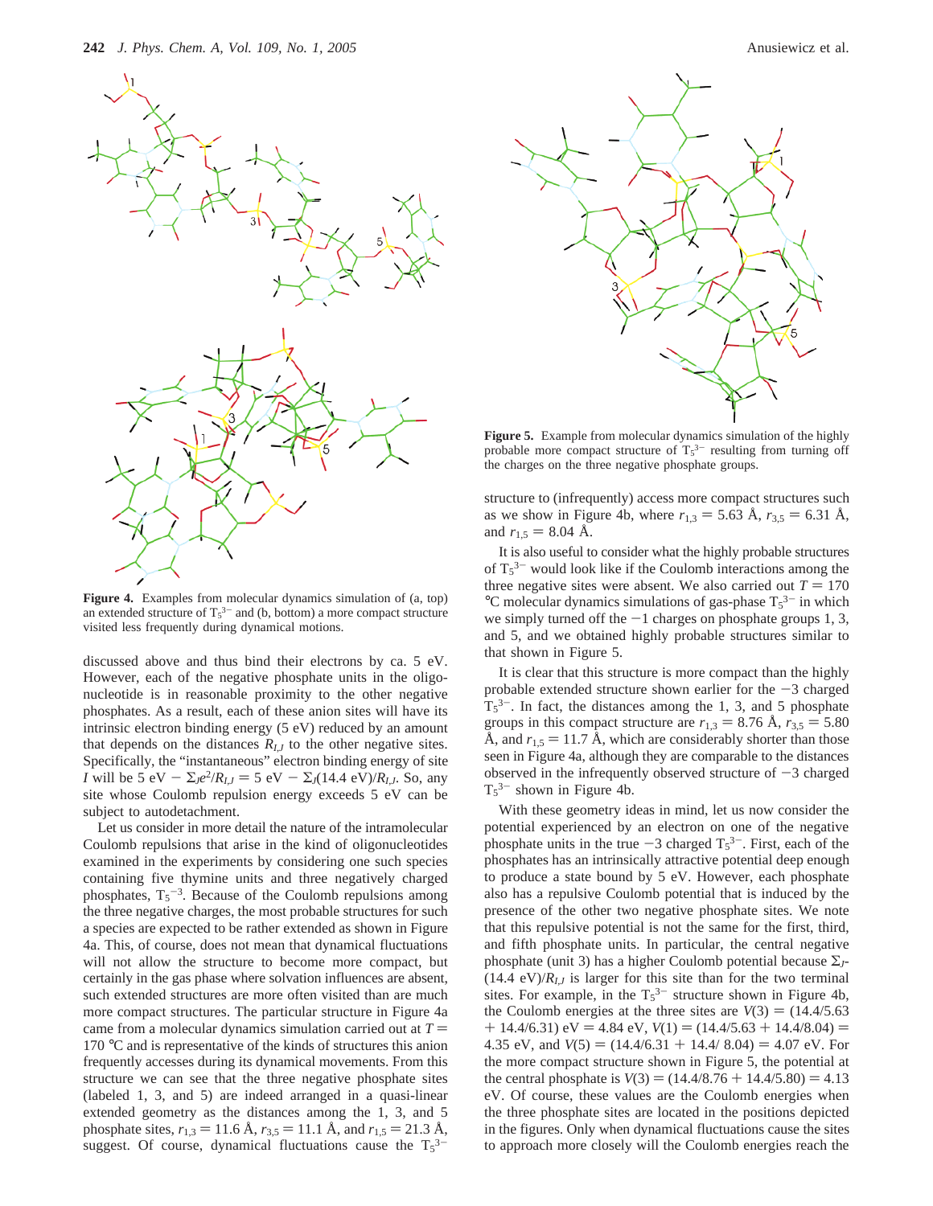**Figure 4.** Examples from molecular dynamics simulation of (a, top) an extended structure of $T_5^{3-}$ and (b, bottom) a more compact structure visited less frequently during dynamical motions.

discussed above and thus bind their electrons by ca. 5 eV. However, each of the negative phosphate units in the oligonucleotide is in reasonable proximity to the other negative phosphates. As a result, each of these anion sites will have its intrinsic electron binding energy (5 eV) reduced by an amount that depends on the distances $R_{I,J}$ to the other negative sites. Specifically, the "instantaneous" electron binding energy of site $I$ will be 5 eV $- \Sigma_J e^2/R_{I,J} =$ 5 eV $- \Sigma_J(14.4 \text{ eV})/R_{I,J}$. So, any site whose Coulomb repulsion energy exceeds 5 eV can be subject to autodetachment.

Let us consider in more detail the nature of the intramolecular Coulomb repulsions that arise in the kind of oligonucleotides examined in the experiments by considering one such species containing five thymine units and three negatively charged phosphates, $T_5^{-3}$. Because of the Coulomb repulsions among the three negative charges, the most probable structures for such a species are expected to be rather extended as shown in Figure 4a. This, of course, does not mean that dynamical fluctuations will not allow the structure to become more compact, but certainly in the gas phase where solvation influences are absent, such extended structures are more often visited than are much more compact structures. The particular structure in Figure 4a came from a molecular dynamics simulation carried out at $T =$ 170 °C and is representative of the kinds of structures this anion frequently accesses during its dynamical movements. From this structure we can see that the three negative phosphate sites (labeled 1, 3, and 5) are indeed arranged in a quasi-linear extended geometry as the distances among the 1, 3, and 5 phosphate sites, $r_{1,3} = 11.6$ Å, $r_{3,5} = 11.1$ Å, and $r_{1,5} = 21.3$ Å, suggest. Of course, dynamical fluctuations cause the $T_5^{3-}$ structure to (infrequently) access more compact structures such as we show in Figure 4b, where $r_{1,3} = 5.63$ Å, $r_{3,5} = 6.31$ Å, and $r_{1,5} = 8.04$ Å.

**Figure 5.** Example from molecular dynamics simulation of the highly probable more compact structure of $T_5^{3-}$ resulting from turning off the charges on the three negative phosphate groups.

It is also useful to consider what the highly probable structures of $T_5^{3-}$ would look like if the Coulomb interactions among the three negative sites were absent. We also carried out $T = 170$ °C molecular dynamics simulations of gas-phase $T_5^{3-}$ in which we simply turned off the $-1$ charges on phosphate groups 1, 3, and 5, and we obtained highly probable structures similar to that shown in Figure 5.

It is clear that this structure is more compact than the highly probable extended structure shown earlier for the $-3$ charged $T_5^{3-}$. In fact, the distances among the 1, 3, and 5 phosphate groups in this compact structure are $r_{1,3} = 8.76$ Å, $r_{3,5} = 5.80$ Å, and $r_{1,5} = 11.7$ Å, which are considerably shorter than those seen in Figure 4a, although they are comparable to the distances observed in the infrequently observed structure of $-3$ charged $T_5^{3-}$ shown in Figure 4b.

With these geometry ideas in mind, let us now consider the potential experienced by an electron on one of the negative phosphate units in the true $-3$ charged $T_5^{3-}$. First, each of the phosphates has an intrinsically attractive potential deep enough to produce a state bound by 5 eV. However, each phosphate also has a repulsive Coulomb potential that is induced by the presence of the other two negative phosphate sites. We note that this repulsive potential is not the same for the first, third, and fifth phosphate units. In particular, the central negative phosphate (unit 3) has a higher Coulomb potential because $\Sigma_J$(14.4 eV)/$R_{I,J}$ is larger for this site than for the two terminal sites. For example, in the $T_5^{3-}$ structure shown in Figure 4b, the Coulomb energies at the three sites are $V(3) = (14.4/5.63 + 14.4/6.31)$ eV $= 4.84$ eV, $V(1) = (14.4/5.63 + 14.4/8.04) = 4.35$ eV, and $V(5) = (14.4/6.31 + 14.4/ 8.04) = 4.07$ eV. For the more compact structure shown in Figure 5, the potential at the central phosphate is $V(3) = (14.4/8.76 + 14.4/5.80) = 4.13$ eV. Of course, these values are the Coulomb energies when the three phosphate sites are located in the positions depicted in the figures. Only when dynamical fluctuations cause the sites to approach more closely will the Coulomb energies reach the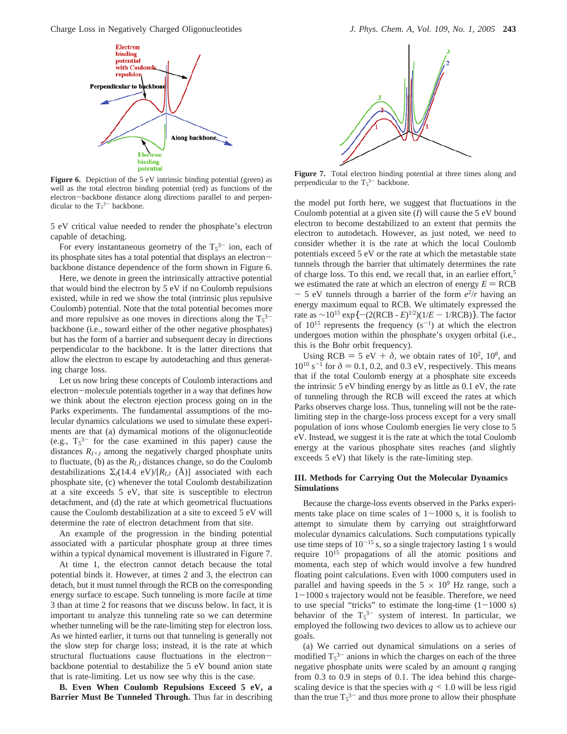Figure 6. Depiction of the 5 eV intrinsic binding potential (green) as well as the total electron binding potential (red) as functions of the electron−backbone distance along directions parallel to and perpendicular to the $T_5^{3-}$ backbone.

Figure 7. Total electron binding potential at three times along and perpendicular to the $T_5^{3-}$ backbone.

5 eV critical value needed to render the phosphate's electron capable of detaching.

For every instantaneous geometry of the $T_5^{3-}$ ion, each of its phosphate sites has a total potential that displays an electron−backbone distance dependence of the form shown in Figure 6.

Here, we denote in green the intrinsically attractive potential that would bind the electron by 5 eV if no Coulomb repulsions existed, while in red we show the total (intrinsic plus repulsive Coulomb) potential. Note that the total potential becomes more and more repulsive as one moves in directions along the $T_5^{3-}$ backbone (i.e., toward either of the other negative phosphates) but has the form of a barrier and subsequent decay in directions perpendicular to the backbone. It is the latter directions that allow the electron to escape by autodetaching and thus generating charge loss.

Let us now bring these concepts of Coulomb interactions and electron−molecule potentials together in a way that defines how we think about the electron ejection process going on in the Parks experiments. The fundamental assumptions of the molecular dynamics calculations we used to simulate these experiments are that (a) dymamical motions of the oligonucleotide (e.g., $T_5^{3-}$ for the case examined in this paper) cause the distances $R_{I<J}$ among the negatively charged phosphate units to fluctuate, (b) as the $R_{I,J}$ distances change, so do the Coulomb destabilizations $\Sigma_J(14.4 \text{ eV})/[R_{I,J} \text{ (Å)}]$ associated with each phosphate site, (c) whenever the total Coulomb destabilization at a site exceeds 5 eV, that site is susceptible to electron detachment, and (d) the rate at which geometrical fluctuations cause the Coulomb destabilization at a site to exceed 5 eV will determine the rate of electron detachment from that site.

An example of the progression in the binding potential associated with a particular phosphate group at three times within a typical dynamical movement is illustrated in Figure 7.

At time 1, the electron cannot detach because the total potential binds it. However, at times 2 and 3, the electron can detach, but it must tunnel through the RCB on the corresponding energy surface to escape. Such tunneling is more facile at time 3 than at time 2 for reasons that we discuss below. In fact, it is important to analyze this tunneling rate so we can determine whether tunneling will be the rate-limiting step for electron loss. As we hinted earlier, it turns out that tunneling is generally not the slow step for charge loss; instead, it is the rate at which structural fluctuations cause fluctuations in the electron−backbone potential to destabilize the 5 eV bound anion state that is rate-limiting. Let us now see why this is the case.

**B. Even When Coulomb Repulsions Exceed 5 eV, a Barrier Must Be Tunneled Through.** Thus far in describing the model put forth here, we suggest that fluctuations in the Coulomb potential at a given site ($I$) will cause the 5 eV bound electron to become destabilized to an extent that permits the electron to autodetach. However, as just noted, we need to consider whether it is the rate at which the local Coulomb potentials exceed 5 eV or the rate at which the metastable state tunnels through the barrier that ultimately determines the rate of charge loss. To this end, we recall that, in an earlier effort,[5] we estimated the rate at which an electron of energy $E$ = RCB − 5 eV tunnels through a barrier of the form $e^2/r$ having an energy maximum equal to RCB. We ultimately expressed the rate as $\sim 10^{15} \exp\{-(2(\text{RCB} - E)^{1/2})(1/E - 1/\text{RCB})\}$. The factor of $10^{15}$ represents the frequency ($\text{s}^{-1}$) at which the electron undergoes motion within the phosphate's oxygen orbital (i.e., this is the Bohr orbit frequency).

Using RCB = 5 eV + $\delta$, we obtain rates of $10^2$, $10^8$, and $10^{10}$ $\text{s}^{-1}$ for $\delta$ = 0.1, 0.2, and 0.3 eV, respectively. This means that if the total Coulomb energy at a phosphate site exceeds the intrinsic 5 eV binding energy by as little as 0.1 eV, the rate of tunneling through the RCB will exceed the rates at which Parks observes charge loss. Thus, tunneling will not be the rate-limiting step in the charge-loss process except for a very small population of ions whose Coulomb energies lie very close to 5 eV. Instead, we suggest it is the rate at which the total Coulomb energy at the various phosphate sites reaches (and slightly exceeds 5 eV) that likely is the rate-limiting step.

### III. Methods for Carrying Out the Molecular Dynamics Simulations

Because the charge-loss events observed in the Parks experiments take place on time scales of 1−1000 s, it is foolish to attempt to simulate them by carrying out straightforward molecular dynamics calculations. Such computations typically use time steps of $10^{-15}$ s, so a single trajectory lasting 1 s would require $10^{15}$ propagations of all the atomic positions and momenta, each step of which would involve a few hundred floating point calculations. Even with 1000 computers used in parallel and having speeds in the 5 × $10^9$ Hz range, such a 1−1000 s trajectory would not be feasible. Therefore, we need to use special "tricks" to estimate the long-time (1−1000 s) behavior of the $T_5^{3-}$ system of interest. In particular, we employed the following two devices to allow us to achieve our goals.

(a) We carried out dynamical simulations on a series of modified $T_5^{3-}$ anions in which the charges on each of the three negative phosphate units were scaled by an amount $q$ ranging from 0.3 to 0.9 in steps of 0.1. The idea behind this charge-scaling device is that the species with $q$ < 1.0 will be less rigid than the true $T_5^{3-}$ and thus more prone to allow their phosphate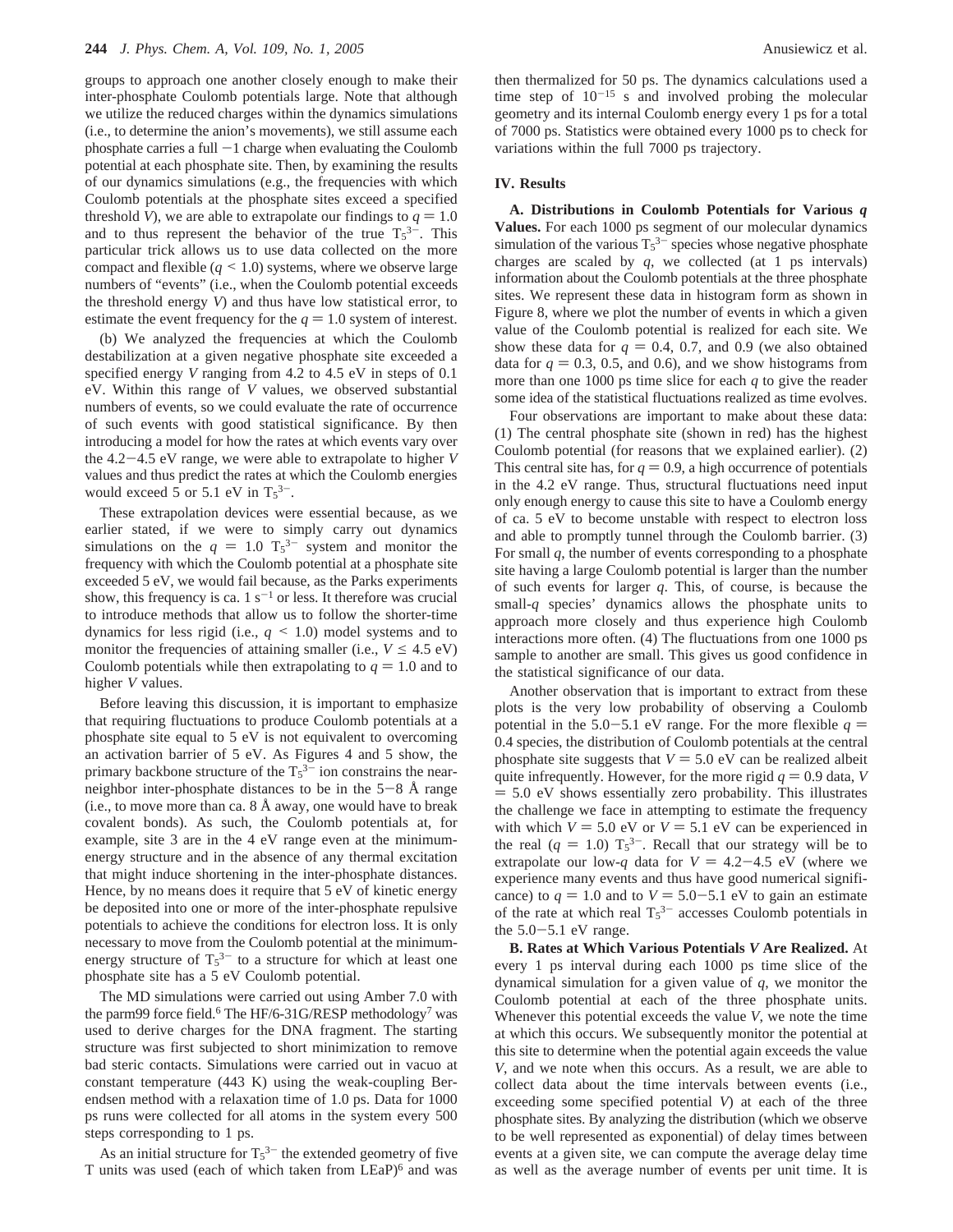groups to approach one another closely enough to make their inter-phosphate Coulomb potentials large. Note that although we utilize the reduced charges within the dynamics simulations (i.e., to determine the anion's movements), we still assume each phosphate carries a full −1 charge when evaluating the Coulomb potential at each phosphate site. Then, by examining the results of our dynamics simulations (e.g., the frequencies with which Coulomb potentials at the phosphate sites exceed a specified threshold $V$), we are able to extrapolate our findings to $q = 1.0$ and to thus represent the behavior of the true $T_5^{3-}$. This particular trick allows us to use data collected on the more compact and flexible ($q < 1.0$) systems, where we observe large numbers of "events" (i.e., when the Coulomb potential exceeds the threshold energy $V$) and thus have low statistical error, to estimate the event frequency for the $q = 1.0$ system of interest.

(b) We analyzed the frequencies at which the Coulomb destabilization at a given negative phosphate site exceeded a specified energy $V$ ranging from 4.2 to 4.5 eV in steps of 0.1 eV. Within this range of $V$ values, we observed substantial numbers of events, so we could evaluate the rate of occurrence of such events with good statistical significance. By then introducing a model for how the rates at which events vary over the 4.2−4.5 eV range, we were able to extrapolate to higher $V$ values and thus predict the rates at which the Coulomb energies would exceed 5 or 5.1 eV in $T_5^{3-}$.

These extrapolation devices were essential because, as we earlier stated, if we were to simply carry out dynamics simulations on the $q = 1.0$ $T_5^{3-}$ system and monitor the frequency with which the Coulomb potential at a phosphate site exceeded 5 eV, we would fail because, as the Parks experiments show, this frequency is ca. 1 $s^{-1}$ or less. It therefore was crucial to introduce methods that allow us to follow the shorter-time dynamics for less rigid (i.e., $q < 1.0$) model systems and to monitor the frequencies of attaining smaller (i.e., $V \leq 4.5$ eV) Coulomb potentials while then extrapolating to $q = 1.0$ and to higher $V$ values.

Before leaving this discussion, it is important to emphasize that requiring fluctuations to produce Coulomb potentials at a phosphate site equal to 5 eV is not equivalent to overcoming an activation barrier of 5 eV. As Figures 4 and 5 show, the primary backbone structure of the $T_5^{3-}$ ion constrains the near-neighbor inter-phosphate distances to be in the 5−8 Å range (i.e., to move more than ca. 8 Å away, one would have to break covalent bonds). As such, the Coulomb potentials at, for example, site 3 are in the 4 eV range even at the minimum-energy structure and in the absence of any thermal excitation that might induce shortening in the inter-phosphate distances. Hence, by no means does it require that 5 eV of kinetic energy be deposited into one or more of the inter-phosphate repulsive potentials to achieve the conditions for electron loss. It is only necessary to move from the Coulomb potential at the minimum-energy structure of $T_5^{3-}$ to a structure for which at least one phosphate site has a 5 eV Coulomb potential.

The MD simulations were carried out using Amber 7.0 with the parm99 force field.[6] The HF/6-31G/RESP methodology[7] was used to derive charges for the DNA fragment. The starting structure was first subjected to short minimization to remove bad steric contacts. Simulations were carried out in vacuo at constant temperature (443 K) using the weak-coupling Berendsen method with a relaxation time of 1.0 ps. Data for 1000 ps runs were collected for all atoms in the system every 500 steps corresponding to 1 ps.

As an initial structure for $T_5^{3-}$ the extended geometry of five T units was used (each of which taken from LEaP)[6] and was then thermalized for 50 ps. The dynamics calculations used a time step of $10^{-15}$ s and involved probing the molecular geometry and its internal Coulomb energy every 1 ps for a total of 7000 ps. Statistics were obtained every 1000 ps to check for variations within the full 7000 ps trajectory.

## IV. Results

**A. Distributions in Coulomb Potentials for Various $q$ Values.** For each 1000 ps segment of our molecular dynamics simulation of the various $T_5^{3-}$ species whose negative phosphate charges are scaled by $q$, we collected (at 1 ps intervals) information about the Coulomb potentials at the three phosphate sites. We represent these data in histogram form as shown in Figure 8, where we plot the number of events in which a given value of the Coulomb potential is realized for each site. We show these data for $q = 0.4$, 0.7, and 0.9 (we also obtained data for $q = 0.3$, 0.5, and 0.6), and we show histograms from more than one 1000 ps time slice for each $q$ to give the reader some idea of the statistical fluctuations realized as time evolves.

Four observations are important to make about these data: (1) The central phosphate site (shown in red) has the highest Coulomb potential (for reasons that we explained earlier). (2) This central site has, for $q = 0.9$, a high occurrence of potentials in the 4.2 eV range. Thus, structural fluctuations need input only enough energy to cause this site to have a Coulomb energy of ca. 5 eV to become unstable with respect to electron loss and able to promptly tunnel through the Coulomb barrier. (3) For small $q$, the number of events corresponding to a phosphate site having a large Coulomb potential is larger than the number of such events for larger $q$. This, of course, is because the small-$q$ species' dynamics allows the phosphate units to approach more closely and thus experience high Coulomb interactions more often. (4) The fluctuations from one 1000 ps sample to another are small. This gives us good confidence in the statistical significance of our data.

Another observation that is important to extract from these plots is the very low probability of observing a Coulomb potential in the 5.0−5.1 eV range. For the more flexible $q = 0.4$ species, the distribution of Coulomb potentials at the central phosphate site suggests that $V = 5.0$ eV can be realized albeit quite infrequently. However, for the more rigid $q = 0.9$ data, $V = 5.0$ eV shows essentially zero probability. This illustrates the challenge we face in attempting to estimate the frequency with which $V = 5.0$ eV or $V = 5.1$ eV can be experienced in the real ($q = 1.0$) $T_5^{3-}$. Recall that our strategy will be to extrapolate our low-$q$ data for $V = 4.2$−4.5 eV (where we experience many events and thus have good numerical significance) to $q = 1.0$ and to $V = 5.0$−5.1 eV to gain an estimate of the rate at which real $T_5^{3-}$ accesses Coulomb potentials in the 5.0−5.1 eV range.

**B. Rates at Which Various Potentials $V$ Are Realized.** At every 1 ps interval during each 1000 ps time slice of the dynamical simulation for a given value of $q$, we monitor the Coulomb potential at each of the three phosphate units. Whenever this potential exceeds the value $V$, we note the time at which this occurs. We subsequently monitor the potential at this site to determine when the potential again exceeds the value $V$, and we note when this occurs. As a result, we are able to collect data about the time intervals between events (i.e., exceeding some specified potential $V$) at each of the three phosphate sites. By analyzing the distribution (which we observe to be well represented as exponential) of delay times between events at a given site, we can compute the average delay time as well as the average number of events per unit time. It is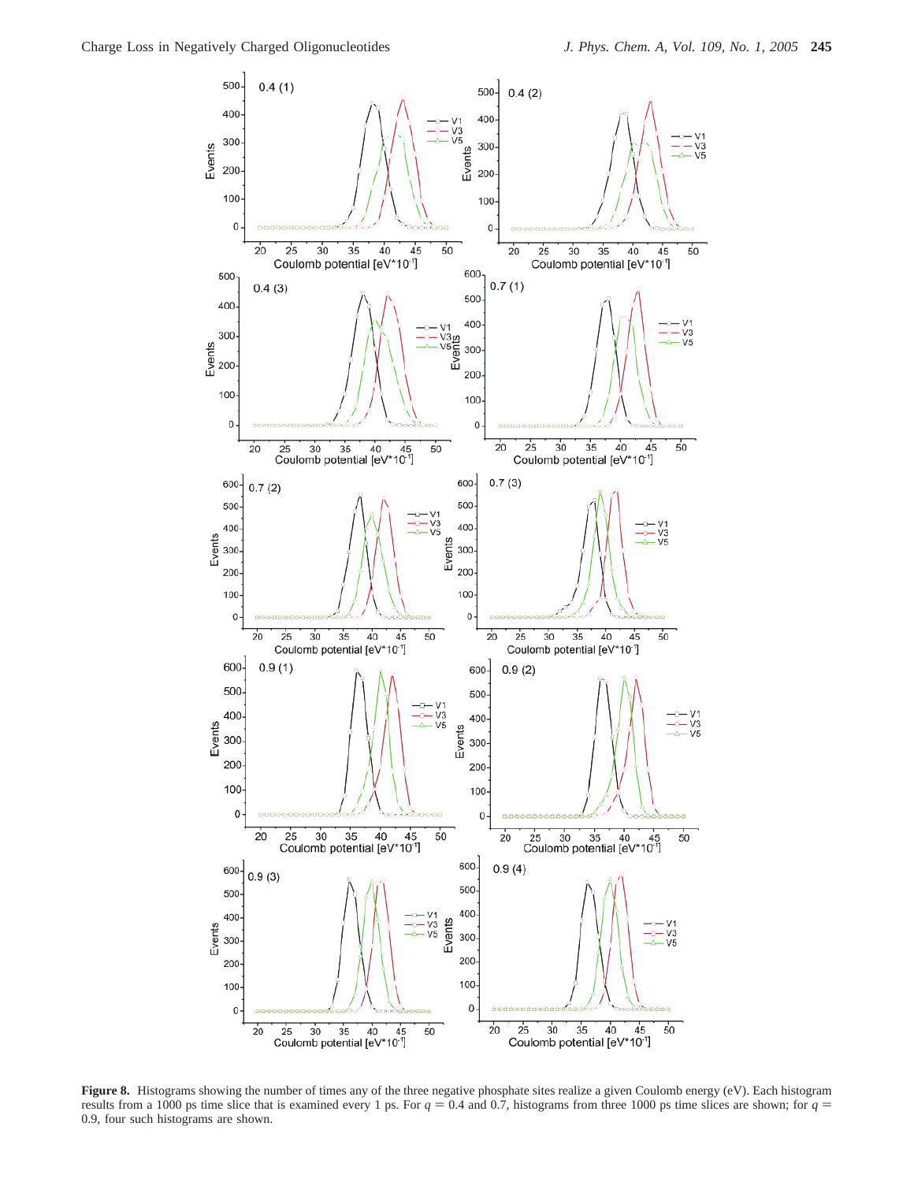**Figure 8.** Histograms showing the number of times any of the three negative phosphate sites realize a given Coulomb energy (eV). Each histogram results from a 1000 ps time slice that is examined every 1 ps. For $q = 0.4$ and 0.7, histograms from three 1000 ps time slices are shown; for $q = 0.9$, four such histograms are shown.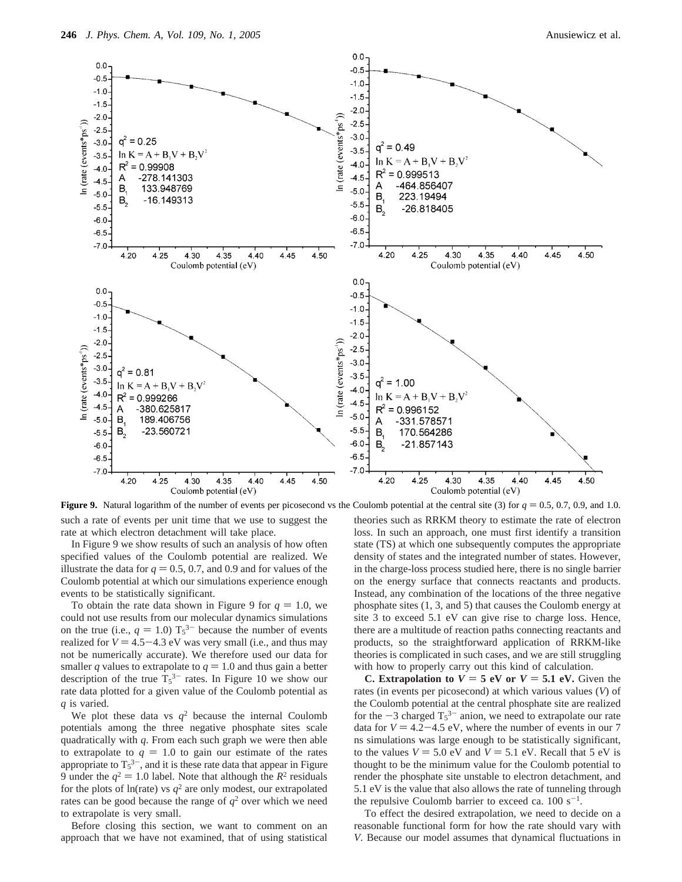**Figure 9.** Natural logarithm of the number of events per picosecond vs the Coulomb potential at the central site (3) for $q = 0.5$, 0.7, 0.9, and 1.0.

such a rate of events per unit time that we use to suggest the rate at which electron detachment will take place.

In Figure 9 we show results of such an analysis of how often specified values of the Coulomb potential are realized. We illustrate the data for $q = 0.5$, 0.7, and 0.9 and for values of the Coulomb potential at which our simulations experience enough events to be statistically significant.

To obtain the rate data shown in Figure 9 for $q = 1.0$, we could not use results from our molecular dynamics simulations on the true (i.e., $q = 1.0$) $T_5^{3-}$ because the number of events realized for $V = 4.5-4.3$ eV was very small (i.e., and thus may not be numerically accurate). We therefore used our data for smaller $q$ values to extrapolate to $q = 1.0$ and thus gain a better description of the true $T_5^{3-}$ rates. In Figure 10 we show our rate data plotted for a given value of the Coulomb potential as $q$ is varied.

We plot these data vs $q^2$ because the internal Coulomb potentials among the three negative phosphate sites scale quadratically with $q$. From each such graph we were then able to extrapolate to $q = 1.0$ to gain our estimate of the rates appropriate to $T_5^{3-}$, and it is these rate data that appear in Figure 9 under the $q^2 = 1.0$ label. Note that although the $R^2$ residuals for the plots of ln(rate) vs $q^2$ are only modest, our extrapolated rates can be good because the range of $q^2$ over which we need to extrapolate is very small.

Before closing this section, we want to comment on an approach that we have not examined, that of using statistical theories such as RRKM theory to estimate the rate of electron loss. In such an approach, one must first identify a transition state (TS) at which one subsequently computes the appropriate density of states and the integrated number of states. However, in the charge-loss process studied here, there is no single barrier on the energy surface that connects reactants and products. Instead, any combination of the locations of the three negative phosphate sites (1, 3, and 5) that causes the Coulomb energy at site 3 to exceed 5.1 eV can give rise to charge loss. Hence, there are a multitude of reaction paths connecting reactants and products, so the straightforward application of RRKM-like theories is complicated in such cases, and we are still struggling with how to properly carry out this kind of calculation.

**C. Extrapolation to $V = 5$ eV or $V = 5.1$ eV.** Given the rates (in events per picosecond) at which various values ($V$) of the Coulomb potential at the central phosphate site are realized for the $-3$ charged $T_5^{3-}$ anion, we need to extrapolate our rate data for $V = 4.2-4.5$ eV, where the number of events in our 7 ns simulations was large enough to be statistically significant, to the values $V = 5.0$ eV and $V = 5.1$ eV. Recall that 5 eV is thought to be the minimum value for the Coulomb potential to render the phosphate site unstable to electron detachment, and 5.1 eV is the value that also allows the rate of tunneling through the repulsive Coulomb barrier to exceed ca. 100 $s^{-1}$.

To effect the desired extrapolation, we need to decide on a reasonable functional form for how the rate should vary with $V$. Because our model assumes that dynamical fluctuations in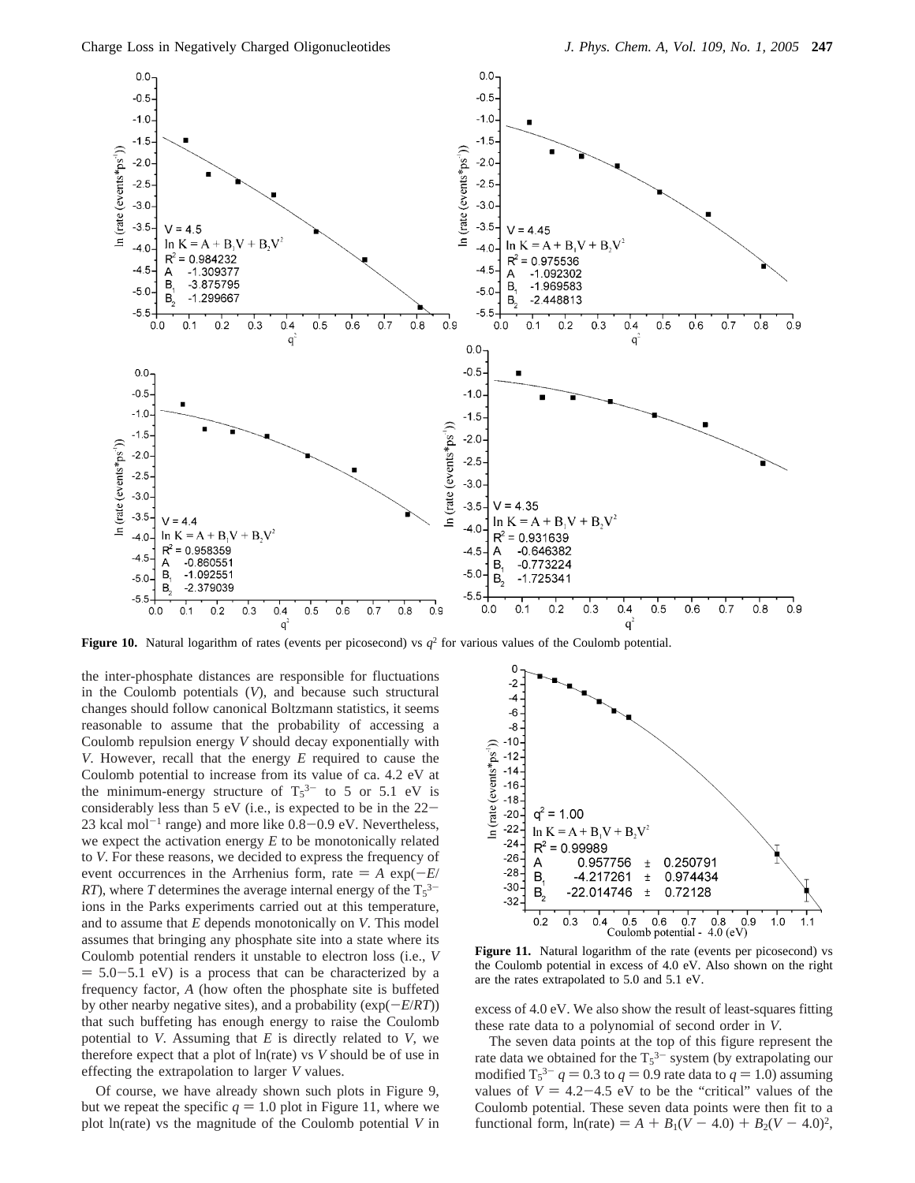**Figure 10.** Natural logarithm of rates (events per picosecond) vs $q^2$ for various values of the Coulomb potential.

the inter-phosphate distances are responsible for fluctuations in the Coulomb potentials ($V$), and because such structural changes should follow canonical Boltzmann statistics, it seems reasonable to assume that the probability of accessing a Coulomb repulsion energy $V$ should decay exponentially with $V$. However, recall that the energy $E$ required to cause the Coulomb potential to increase from its value of ca. 4.2 eV at the minimum-energy structure of $T_5^{3-}$ to 5 or 5.1 eV is considerably less than 5 eV (i.e., is expected to be in the 22−23 kcal mol$^{-1}$ range) and more like 0.8−0.9 eV. Nevertheless, we expect the activation energy $E$ to be monotonically related to $V$. For these reasons, we decided to express the frequency of event occurrences in the Arrhenius form, rate = $A$ exp($-E/RT$), where $T$ determines the average internal energy of the $T_5^{3-}$ ions in the Parks experiments carried out at this temperature, and to assume that $E$ depends monotonically on $V$. This model assumes that bringing any phosphate site into a state where its Coulomb potential renders it unstable to electron loss (i.e., $V$ = 5.0−5.1 eV) is a process that can be characterized by a frequency factor, $A$ (how often the phosphate site is buffeted by other nearby negative sites), and a probability (exp($-E/RT$)) that such buffeting has enough energy to raise the Coulomb potential to $V$. Assuming that $E$ is directly related to $V$, we therefore expect that a plot of ln(rate) vs $V$ should be of use in effecting the extrapolation to larger $V$ values.

Of course, we have already shown such plots in Figure 9, but we repeat the specific $q$ = 1.0 plot in Figure 11, where we plot ln(rate) vs the magnitude of the Coulomb potential $V$ in excess of 4.0 eV. We also show the result of least-squares fitting these rate data to a polynomial of second order in $V$.

**Figure 11.** Natural logarithm of the rate (events per picosecond) vs the Coulomb potential in excess of 4.0 eV. Also shown on the right are the rates extrapolated to 5.0 and 5.1 eV.

The seven data points at the top of this figure represent the rate data we obtained for the $T_5^{3-}$ system (by extrapolating our modified $T_5^{3-}$ $q$ = 0.3 to $q$ = 0.9 rate data to $q$ = 1.0) assuming values of $V$ = 4.2−4.5 eV to be the "critical" values of the Coulomb potential. These seven data points were then fit to a functional form, $\ln(\text{rate}) = A + B_1(V - 4.0) + B_2(V - 4.0)^2$,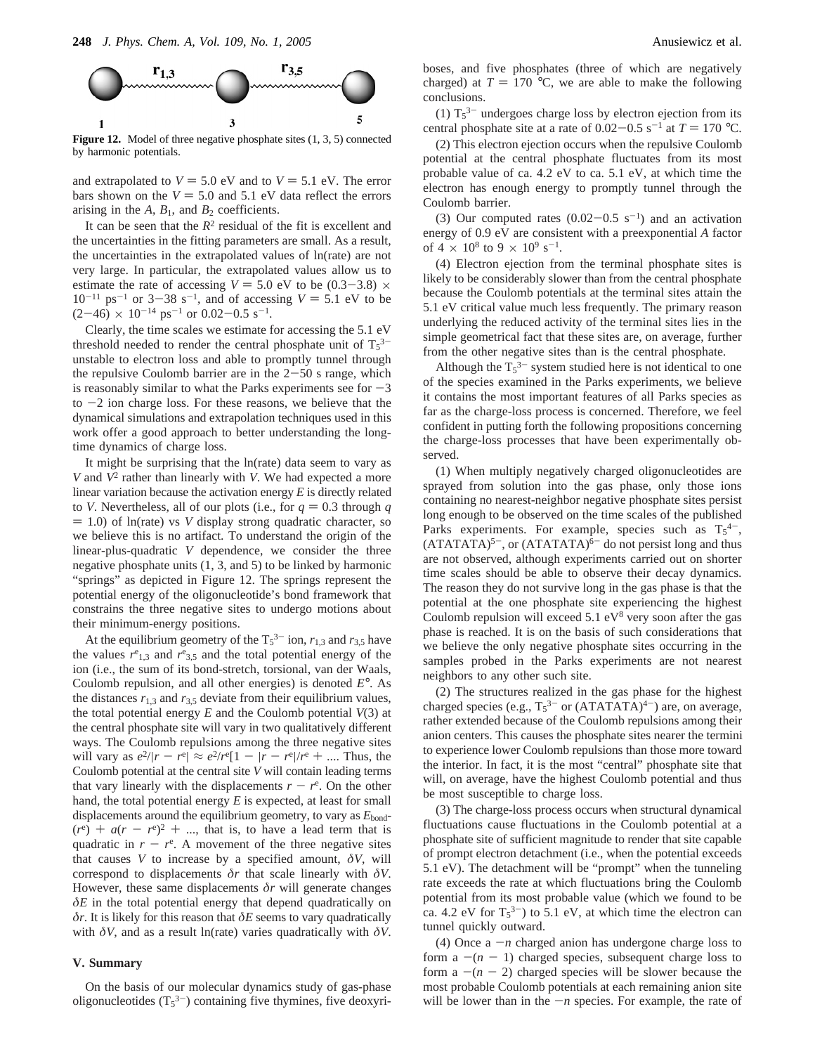**Figure 12.** Model of three negative phosphate sites (1, 3, 5) connected by harmonic potentials.

and extrapolated to $V = 5.0$ eV and to $V = 5.1$ eV. The error bars shown on the $V = 5.0$ and 5.1 eV data reflect the errors arising in the $A$, $B_1$, and $B_2$ coefficients.

It can be seen that the $R^2$ residual of the fit is excellent and the uncertainties in the fitting parameters are small. As a result, the uncertainties in the extrapolated values of ln(rate) are not very large. In particular, the extrapolated values allow us to estimate the rate of accessing $V = 5.0$ eV to be $(0.3-3.8) \times 10^{-11}$ ps$^{-1}$ or 3–38 s$^{-1}$, and of accessing $V = 5.1$ eV to be $(2-46) \times 10^{-14}$ ps$^{-1}$ or 0.02–0.5 s$^{-1}$.

Clearly, the time scales we estimate for accessing the 5.1 eV threshold needed to render the central phosphate unit of $T_5^{3-}$ unstable to electron loss and able to promptly tunnel through the repulsive Coulomb barrier are in the 2–50 s range, which is reasonably similar to what the Parks experiments see for $-3$ to $-2$ ion charge loss. For these reasons, we believe that the dynamical simulations and extrapolation techniques used in this work offer a good approach to better understanding the long-time dynamics of charge loss.

It might be surprising that the ln(rate) data seem to vary as $V$ and $V^2$ rather than linearly with $V$. We had expected a more linear variation because the activation energy $E$ is directly related to $V$. Nevertheless, all of our plots (i.e., for $q = 0.3$ through $q = 1.0$) of ln(rate) vs $V$ display strong quadratic character, so we believe this is no artifact. To understand the origin of the linear-plus-quadratic $V$ dependence, we consider the three negative phosphate units (1, 3, and 5) to be linked by harmonic "springs" as depicted in Figure 12. The springs represent the potential energy of the oligonucleotide's bond framework that constrains the three negative sites to undergo motions about their minimum-energy positions.

At the equilibrium geometry of the $T_5^{3-}$ ion, $r_{1,3}$ and $r_{3,5}$ have the values $r^e_{1,3}$ and $r^e_{3,5}$ and the total potential energy of the ion (i.e., the sum of its bond-stretch, torsional, van der Waals, Coulomb repulsion, and all other energies) is denoted $E°$. As the distances $r_{1,3}$ and $r_{3,5}$ deviate from their equilibrium values, the total potential energy $E$ and the Coulomb potential $V(3)$ at the central phosphate site will vary in two qualitatively different ways. The Coulomb repulsions among the three negative sites will vary as $e^2/|r - r^e| \approx e^2/r^e[1 - |r - r^e|/r^e + ....$ Thus, the Coulomb potential at the central site $V$ will contain leading terms that vary linearly with the displacements $r - r^e$. On the other hand, the total potential energy $E$ is expected, at least for small displacements around the equilibrium geometry, to vary as $E_{\text{bond}}(r^e) + a(r - r^e)^2 + ...$, that is, to have a lead term that is quadratic in $r - r^e$. A movement of the three negative sites that causes $V$ to increase by a specified amount, $\delta V$, will correspond to displacements $\delta r$ that scale linearly with $\delta V$. However, these same displacements $\delta r$ will generate changes $\delta E$ in the total potential energy that depend quadratically on $\delta r$. It is likely for this reason that $\delta E$ seems to vary quadratically with $\delta V$, and as a result ln(rate) varies quadratically with $\delta V$.

## V. Summary

On the basis of our molecular dynamics study of gas-phase oligonucleotides ($T_5^{3-}$) containing five thymines, five deoxyriboses, and five phosphates (three of which are negatively charged) at $T = 170$ °C, we are able to make the following conclusions.

(1) $T_5^{3-}$ undergoes charge loss by electron ejection from its central phosphate site at a rate of 0.02–0.5 s$^{-1}$ at $T = 170$ °C.

(2) This electron ejection occurs when the repulsive Coulomb potential at the central phosphate fluctuates from its most probable value of ca. 4.2 eV to ca. 5.1 eV, at which time the electron has enough energy to promptly tunnel through the Coulomb barrier.

(3) Our computed rates (0.02–0.5 s$^{-1}$) and an activation energy of 0.9 eV are consistent with a preexponential $A$ factor of $4 \times 10^8$ to $9 \times 10^9$ s$^{-1}$.

(4) Electron ejection from the terminal phosphate sites is likely to be considerably slower than from the central phosphate because the Coulomb potentials at the terminal sites attain the 5.1 eV critical value much less frequently. The primary reason underlying the reduced activity of the terminal sites lies in the simple geometrical fact that these sites are, on average, further from the other negative sites than is the central phosphate.

Although the $T_5^{3-}$ system studied here is not identical to one of the species examined in the Parks experiments, we believe it contains the most important features of all Parks species as far as the charge-loss process is concerned. Therefore, we feel confident in putting forth the following propositions concerning the charge-loss processes that have been experimentally observed.

(1) When multiply negatively charged oligonucleotides are sprayed from solution into the gas phase, only those ions containing no nearest-neighbor negative phosphate sites persist long enough to be observed on the time scales of the published Parks experiments. For example, species such as $T_5^{4-}$, $(ATATATA)^{5-}$, or $(ATATATA)^{6-}$ do not persist long and thus are not observed, although experiments carried out on shorter time scales should be able to observe their decay dynamics. The reason they do not survive long in the gas phase is that the potential at the one phosphate site experiencing the highest Coulomb repulsion will exceed 5.1 eV[8] very soon after the gas phase is reached. It is on the basis of such considerations that we believe the only negative phosphate sites occurring in the samples probed in the Parks experiments are not nearest neighbors to any other such site.

(2) The structures realized in the gas phase for the highest charged species (e.g., $T_5^{3-}$ or $(ATATATA)^{4-}$) are, on average, rather extended because of the Coulomb repulsions among their anion centers. This causes the phosphate sites nearer the termini to experience lower Coulomb repulsions than those more toward the interior. In fact, it is the most "central" phosphate site that will, on average, have the highest Coulomb potential and thus be most susceptible to charge loss.

(3) The charge-loss process occurs when structural dynamical fluctuations cause fluctuations in the Coulomb potential at a phosphate site of sufficient magnitude to render that site capable of prompt electron detachment (i.e., when the potential exceeds 5.1 eV). The detachment will be "prompt" when the tunneling rate exceeds the rate at which fluctuations bring the Coulomb potential from its most probable value (which we found to be ca. 4.2 eV for $T_5^{3-}$) to 5.1 eV, at which time the electron can tunnel quickly outward.

(4) Once a $-n$ charged anion has undergone charge loss to form a $-(n - 1)$ charged species, subsequent charge loss to form a $-(n - 2)$ charged species will be slower because the most probable Coulomb potentials at each remaining anion site will be lower than in the $-n$ species. For example, the rate of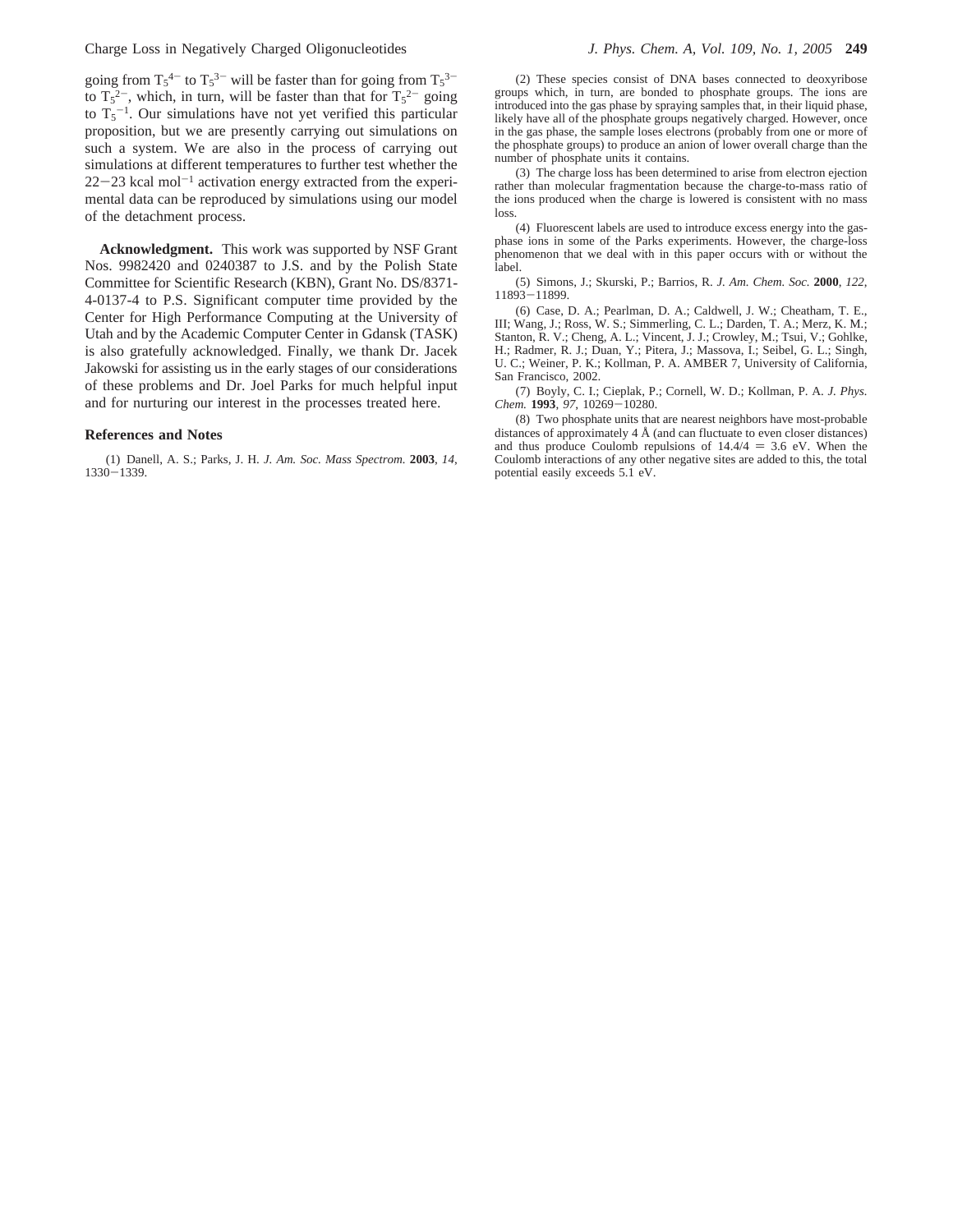going from $T_5^{4-}$ to $T_5^{3-}$ will be faster than for going from $T_5^{3-}$ to $T_5^{2-}$, which, in turn, will be faster than that for $T_5^{2-}$ going to $T_5^{-1}$. Our simulations have not yet verified this particular proposition, but we are presently carrying out simulations on such a system. We are also in the process of carrying out simulations at different temperatures to further test whether the 22−23 kcal mol$^{-1}$ activation energy extracted from the experimental data can be reproduced by simulations using our model of the detachment process.

**Acknowledgment.** This work was supported by NSF Grant Nos. 9982420 and 0240387 to J.S. and by the Polish State Committee for Scientific Research (KBN), Grant No. DS/8371-4-0137-4 to P.S. Significant computer time provided by the Center for High Performance Computing at the University of Utah and by the Academic Computer Center in Gdansk (TASK) is also gratefully acknowledged. Finally, we thank Dr. Jacek Jakowski for assisting us in the early stages of our considerations of these problems and Dr. Joel Parks for much helpful input and for nurturing our interest in the processes treated here.

### References and Notes

(1) Danell, A. S.; Parks, J. H. *J. Am. Soc. Mass Spectrom.* **2003**, *14*, 1330−1339.

(2) These species consist of DNA bases connected to deoxyribose groups which, in turn, are bonded to phosphate groups. The ions are introduced into the gas phase by spraying samples that, in their liquid phase, likely have all of the phosphate groups negatively charged. However, once in the gas phase, the sample loses electrons (probably from one or more of the phosphate groups) to produce an anion of lower overall charge than the number of phosphate units it contains.

(3) The charge loss has been determined to arise from electron ejection rather than molecular fragmentation because the charge-to-mass ratio of the ions produced when the charge is lowered is consistent with no mass loss.

(4) Fluorescent labels are used to introduce excess energy into the gas-phase ions in some of the Parks experiments. However, the charge-loss phenomenon that we deal with in this paper occurs with or without the label.

(5) Simons, J.; Skurski, P.; Barrios, R. *J. Am. Chem. Soc.* **2000**, *122*, 11893−11899.

(6) Case, D. A.; Pearlman, D. A.; Caldwell, J. W.; Cheatham, T. E., III; Wang, J.; Ross, W. S.; Simmerling, C. L.; Darden, T. A.; Merz, K. M.; Stanton, R. V.; Cheng, A. L.; Vincent, J. J.; Crowley, M.; Tsui, V.; Gohlke, H.; Radmer, R. J.; Duan, Y.; Pitera, J.; Massova, I.; Seibel, G. L.; Singh, U. C.; Weiner, P. K.; Kollman, P. A. AMBER 7, University of California, San Francisco, 2002.

(7) Boyly, C. I.; Cieplak, P.; Cornell, W. D.; Kollman, P. A. *J. Phys. Chem.* **1993**, *97*, 10269−10280.

(8) Two phosphate units that are nearest neighbors have most-probable distances of approximately 4 Å (and can fluctuate to even closer distances) and thus produce Coulomb repulsions of $14.4/4 = 3.6$ eV. When the Coulomb interactions of any other negative sites are added to this, the total potential easily exceeds 5.1 eV.